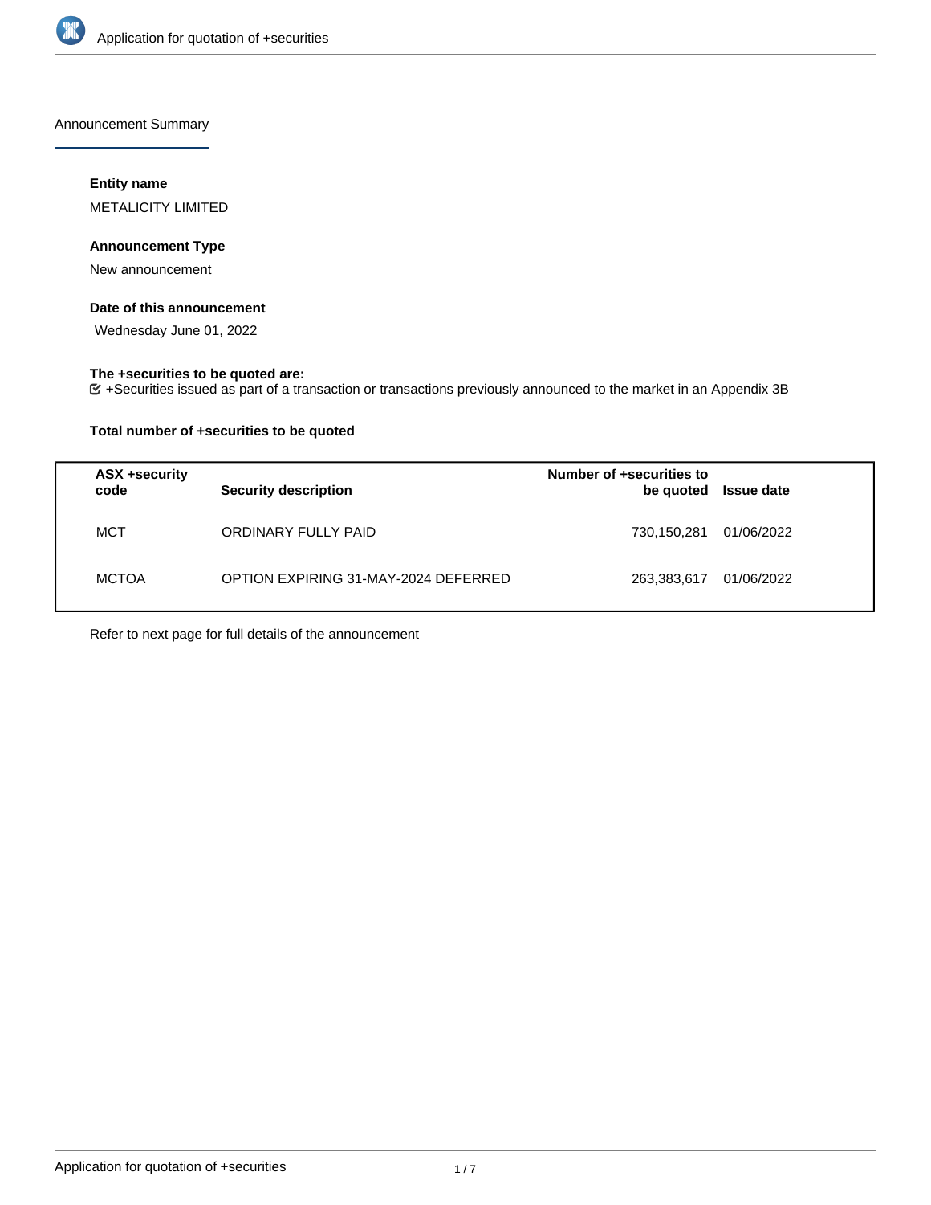## Announcement Summary

### Entity name

METALICITY LIMITED

### Announcement Type

New announcement

### Date of this announcement

Wednesday June 01, 2022

### The +securities to be quoted are:

☑ +Securities issued as part of a transaction or transactions previously announced to the market in an Appendix 3B

### Total number of +securities to be quoted

| ASX +security code | Security description | Number of +securities to be quoted | Issue date |
|---|---|---|---|
| MCT | ORDINARY FULLY PAID | 730,150,281 | 01/06/2022 |
| MCTOA | OPTION EXPIRING 31-MAY-2024 DEFERRED | 263,383,617 | 01/06/2022 |

Refer to next page for full details of the announcement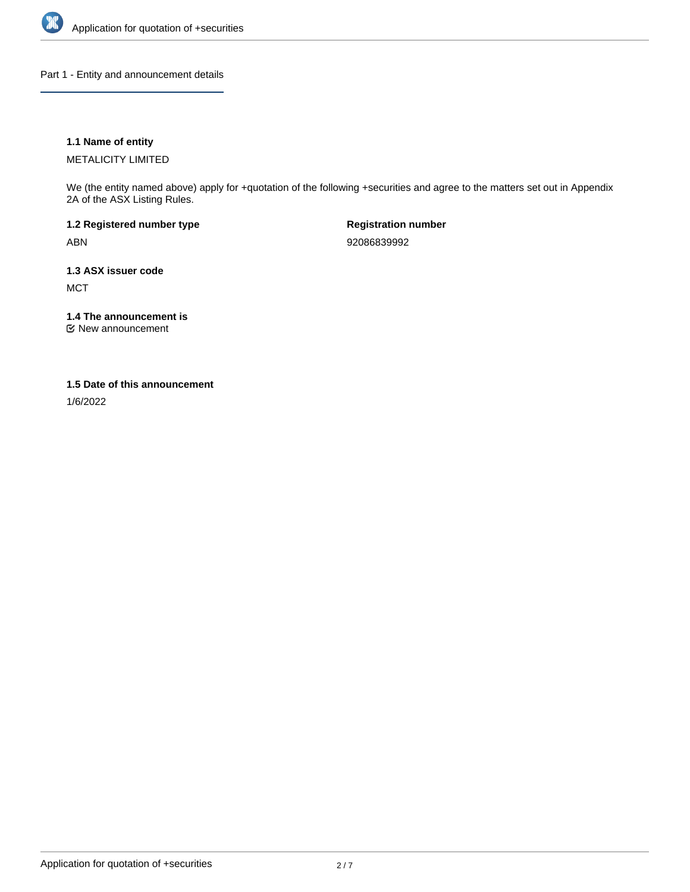## Part 1 - Entity and announcement details

**1.1 Name of entity**

METALICITY LIMITED

We (the entity named above) apply for +quotation of the following +securities and agree to the matters set out in Appendix 2A of the ASX Listing Rules.

**1.2 Registered number type**

ABN

**Registration number**

92086839992

**1.3 ASX issuer code**

MCT

**1.4 The announcement is**

☑ New announcement

**1.5 Date of this announcement**

1/6/2022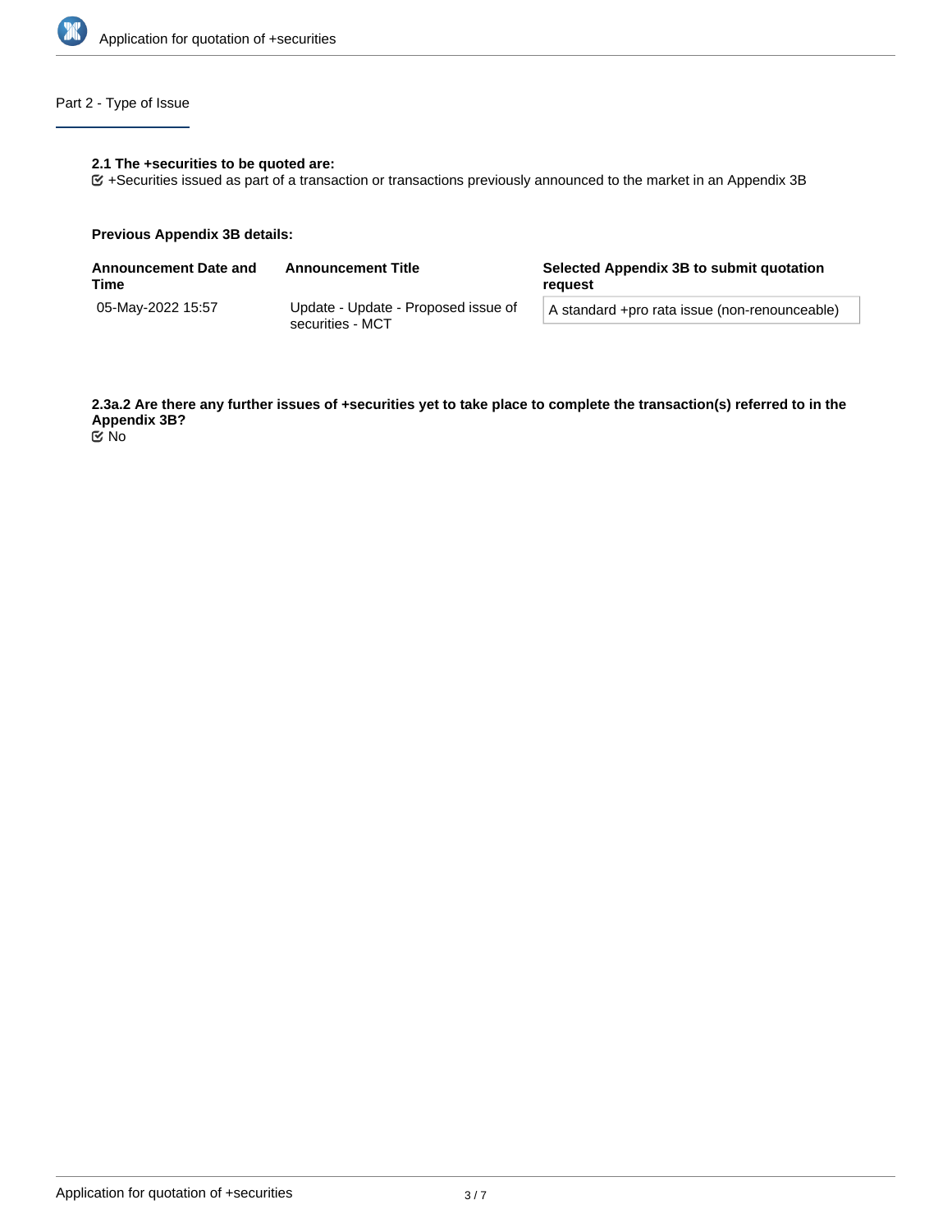## Part 2 - Type of Issue

**2.1 The +securities to be quoted are:**

☑ +Securities issued as part of a transaction or transactions previously announced to the market in an Appendix 3B

**Previous Appendix 3B details:**

| Announcement Date and Time | Announcement Title | Selected Appendix 3B to submit quotation request |
|---|---|---|
| 05-May-2022 15:57 | Update - Update - Proposed issue of securities - MCT | A standard +pro rata issue (non-renounceable) |

**2.3a.2 Are there any further issues of +securities yet to take place to complete the transaction(s) referred to in the Appendix 3B?**

☑ No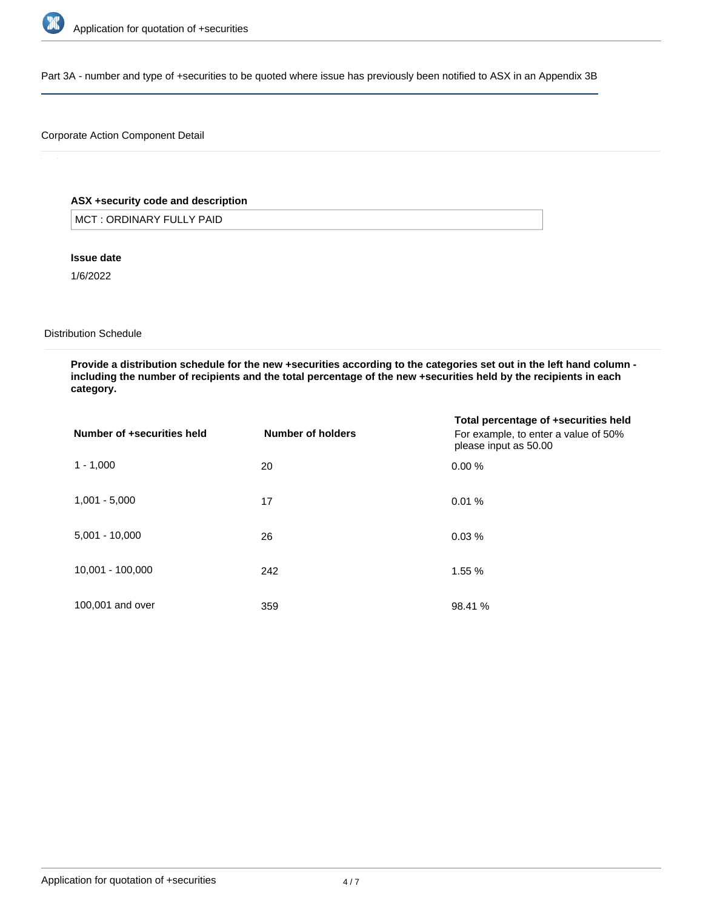Part 3A - number and type of +securities to be quoted where issue has previously been notified to ASX in an Appendix 3B

Corporate Action Component Detail

**ASX +security code and description**

MCT : ORDINARY FULLY PAID

**Issue date**

1/6/2022

Distribution Schedule

**Provide a distribution schedule for the new +securities according to the categories set out in the left hand column - including the number of recipients and the total percentage of the new +securities held by the recipients in each category.**

| Number of +securities held | Number of holders | Total percentage of +securities held<br>For example, to enter a value of 50% please input as 50.00 |
|---|---|---|
| 1 - 1,000 | 20 | 0.00 % |
| 1,001 - 5,000 | 17 | 0.01 % |
| 5,001 - 10,000 | 26 | 0.03 % |
| 10,001 - 100,000 | 242 | 1.55 % |
| 100,001 and over | 359 | 98.41 % |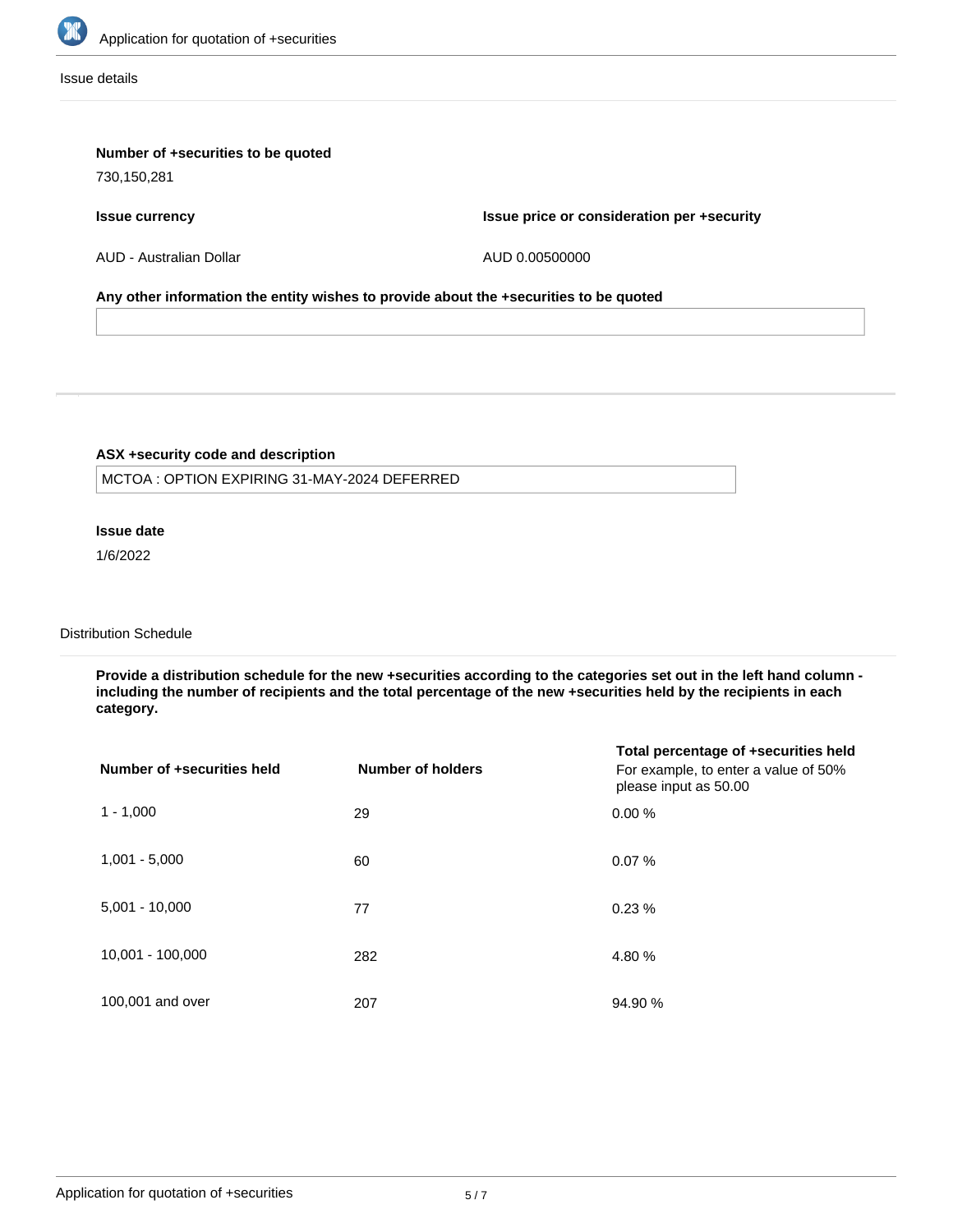## Issue details

**Number of +securities to be quoted**

730,150,281

| **Issue currency** | **Issue price or consideration per +security** |
| --- | --- |
| AUD - Australian Dollar | AUD 0.00500000 |

**Any other information the entity wishes to provide about the +securities to be quoted**

---

**ASX +security code and description**

MCTOA : OPTION EXPIRING 31-MAY-2024 DEFERRED

**Issue date**

1/6/2022

## Distribution Schedule

**Provide a distribution schedule for the new +securities according to the categories set out in the left hand column - including the number of recipients and the total percentage of the new +securities held by the recipients in each category.**

| Number of +securities held | Number of holders | Total percentage of +securities held<br>For example, to enter a value of 50% please input as 50.00 |
| --- | --- | --- |
| 1 - 1,000 | 29 | 0.00 % |
| 1,001 - 5,000 | 60 | 0.07 % |
| 5,001 - 10,000 | 77 | 0.23 % |
| 10,001 - 100,000 | 282 | 4.80 % |
| 100,001 and over | 207 | 94.90 % |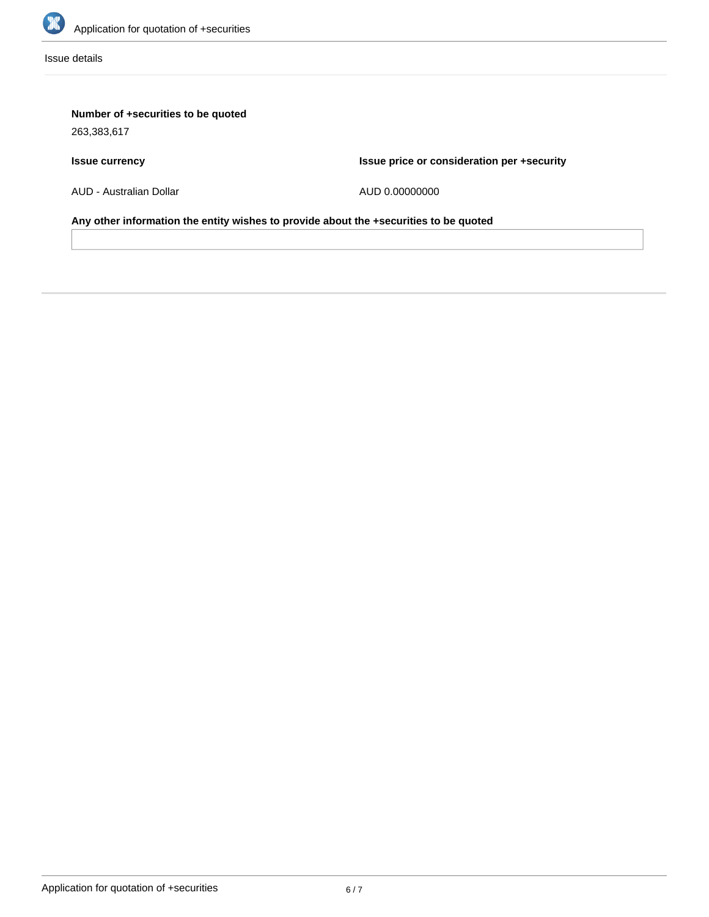Issue details

**Number of +securities to be quoted**

263,383,617

**Issue currency**

AUD - Australian Dollar

**Issue price or consideration per +security**

AUD 0.00000000

**Any other information the entity wishes to provide about the +securities to be quoted**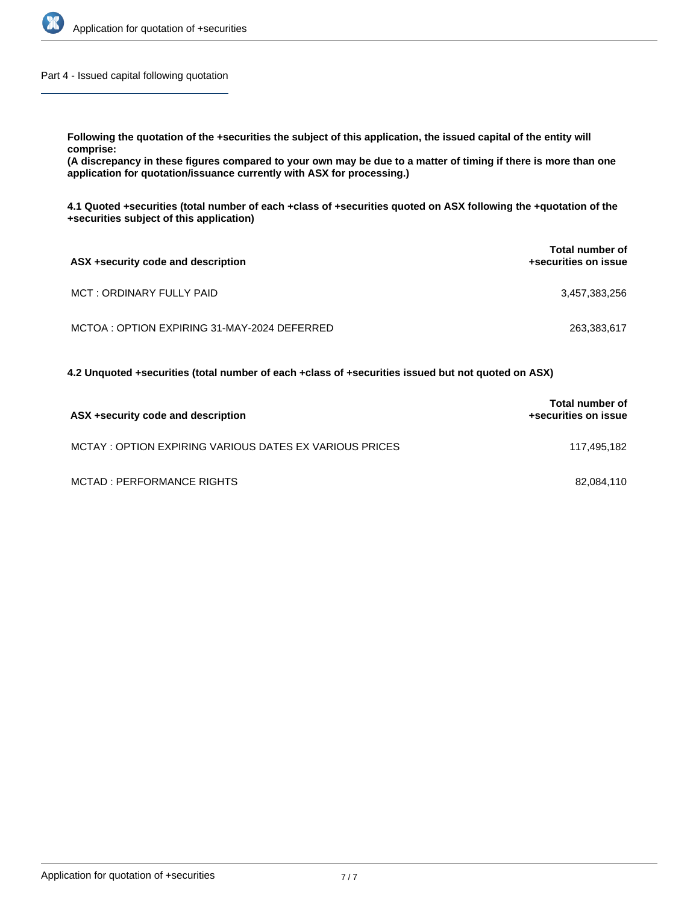## Part 4 - Issued capital following quotation

**Following the quotation of the +securities the subject of this application, the issued capital of the entity will comprise:**
**(A discrepancy in these figures compared to your own may be due to a matter of timing if there is more than one application for quotation/issuance currently with ASX for processing.)**

**4.1 Quoted +securities (total number of each +class of +securities quoted on ASX following the +quotation of the +securities subject of this application)**

| ASX +security code and description | Total number of +securities on issue |
|---|---|
| MCT : ORDINARY FULLY PAID | 3,457,383,256 |
| MCTOA : OPTION EXPIRING 31-MAY-2024 DEFERRED | 263,383,617 |

**4.2 Unquoted +securities (total number of each +class of +securities issued but not quoted on ASX)**

| ASX +security code and description | Total number of +securities on issue |
|---|---|
| MCTAY : OPTION EXPIRING VARIOUS DATES EX VARIOUS PRICES | 117,495,182 |
| MCTAD : PERFORMANCE RIGHTS | 82,084,110 |